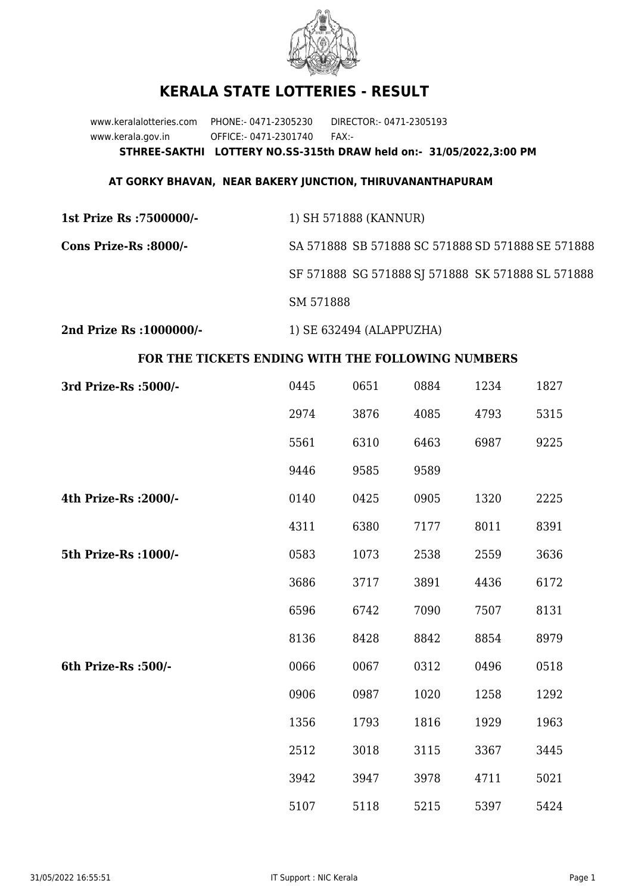# KERALA STATE LOTTERIES - RESULT

www.keralalotteries.com PHONE:- 0471-2305230 DIRECTOR:- 0471-2305193
www.kerala.gov.in OFFICE:- 0471-2301740 FAX:-

**STHREE-SAKTHI LOTTERY NO.SS-315th DRAW held on:- 31/05/2022,3:00 PM**

**AT GORKY BHAVAN, NEAR BAKERY JUNCTION, THIRUVANANTHAPURAM**

**1st Prize Rs :7500000/-** 1) SH 571888 (KANNUR)

**Cons Prize-Rs :8000/-** SA 571888 SB 571888 SC 571888 SD 571888 SE 571888 SF 571888 SG 571888 SJ 571888 SK 571888 SL 571888 SM 571888

**2nd Prize Rs :1000000/-** 1) SE 632494 (ALAPPUZHA)

## FOR THE TICKETS ENDING WITH THE FOLLOWING NUMBERS

| | | | | | |
|---|---|---|---|---|---|
| **3rd Prize-Rs :5000/-** | 0445 | 0651 | 0884 | 1234 | 1827 |
| | 2974 | 3876 | 4085 | 4793 | 5315 |
| | 5561 | 6310 | 6463 | 6987 | 9225 |
| | 9446 | 9585 | 9589 | | |
| **4th Prize-Rs :2000/-** | 0140 | 0425 | 0905 | 1320 | 2225 |
| | 4311 | 6380 | 7177 | 8011 | 8391 |
| **5th Prize-Rs :1000/-** | 0583 | 1073 | 2538 | 2559 | 3636 |
| | 3686 | 3717 | 3891 | 4436 | 6172 |
| | 6596 | 6742 | 7090 | 7507 | 8131 |
| | 8136 | 8428 | 8842 | 8854 | 8979 |
| **6th Prize-Rs :500/-** | 0066 | 0067 | 0312 | 0496 | 0518 |
| | 0906 | 0987 | 1020 | 1258 | 1292 |
| | 1356 | 1793 | 1816 | 1929 | 1963 |
| | 2512 | 3018 | 3115 | 3367 | 3445 |
| | 3942 | 3947 | 3978 | 4711 | 5021 |
| | 5107 | 5118 | 5215 | 5397 | 5424 |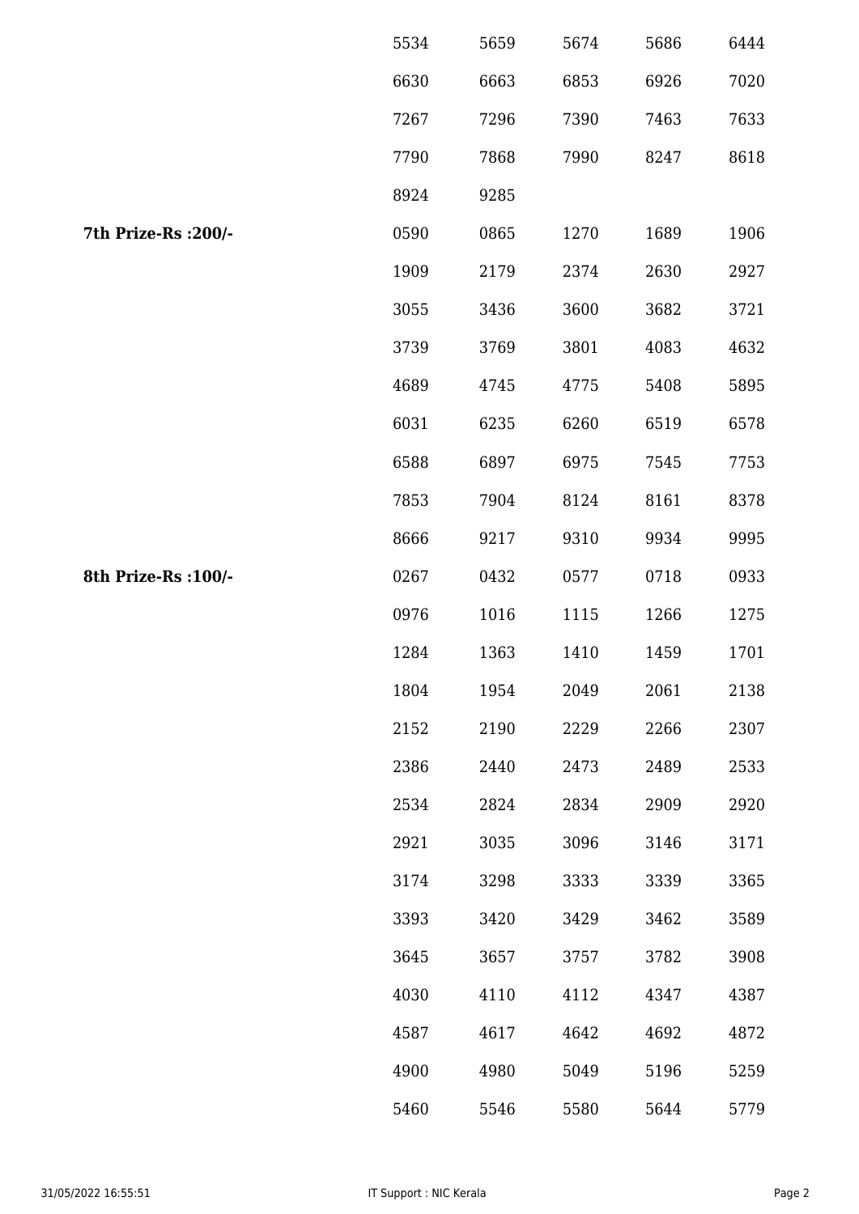| | | | | | |
|---|---|---|---|---|---|
| | 5534 | 5659 | 5674 | 5686 | 6444 |
| | 6630 | 6663 | 6853 | 6926 | 7020 |
| | 7267 | 7296 | 7390 | 7463 | 7633 |
| | 7790 | 7868 | 7990 | 8247 | 8618 |
| | 8924 | 9285 | | | |
| **7th Prize-Rs :200/-** | 0590 | 0865 | 1270 | 1689 | 1906 |
| | 1909 | 2179 | 2374 | 2630 | 2927 |
| | 3055 | 3436 | 3600 | 3682 | 3721 |
| | 3739 | 3769 | 3801 | 4083 | 4632 |
| | 4689 | 4745 | 4775 | 5408 | 5895 |
| | 6031 | 6235 | 6260 | 6519 | 6578 |
| | 6588 | 6897 | 6975 | 7545 | 7753 |
| | 7853 | 7904 | 8124 | 8161 | 8378 |
| | 8666 | 9217 | 9310 | 9934 | 9995 |
| **8th Prize-Rs :100/-** | 0267 | 0432 | 0577 | 0718 | 0933 |
| | 0976 | 1016 | 1115 | 1266 | 1275 |
| | 1284 | 1363 | 1410 | 1459 | 1701 |
| | 1804 | 1954 | 2049 | 2061 | 2138 |
| | 2152 | 2190 | 2229 | 2266 | 2307 |
| | 2386 | 2440 | 2473 | 2489 | 2533 |
| | 2534 | 2824 | 2834 | 2909 | 2920 |
| | 2921 | 3035 | 3096 | 3146 | 3171 |
| | 3174 | 3298 | 3333 | 3339 | 3365 |
| | 3393 | 3420 | 3429 | 3462 | 3589 |
| | 3645 | 3657 | 3757 | 3782 | 3908 |
| | 4030 | 4110 | 4112 | 4347 | 4387 |
| | 4587 | 4617 | 4642 | 4692 | 4872 |
| | 4900 | 4980 | 5049 | 5196 | 5259 |
| | 5460 | 5546 | 5580 | 5644 | 5779 |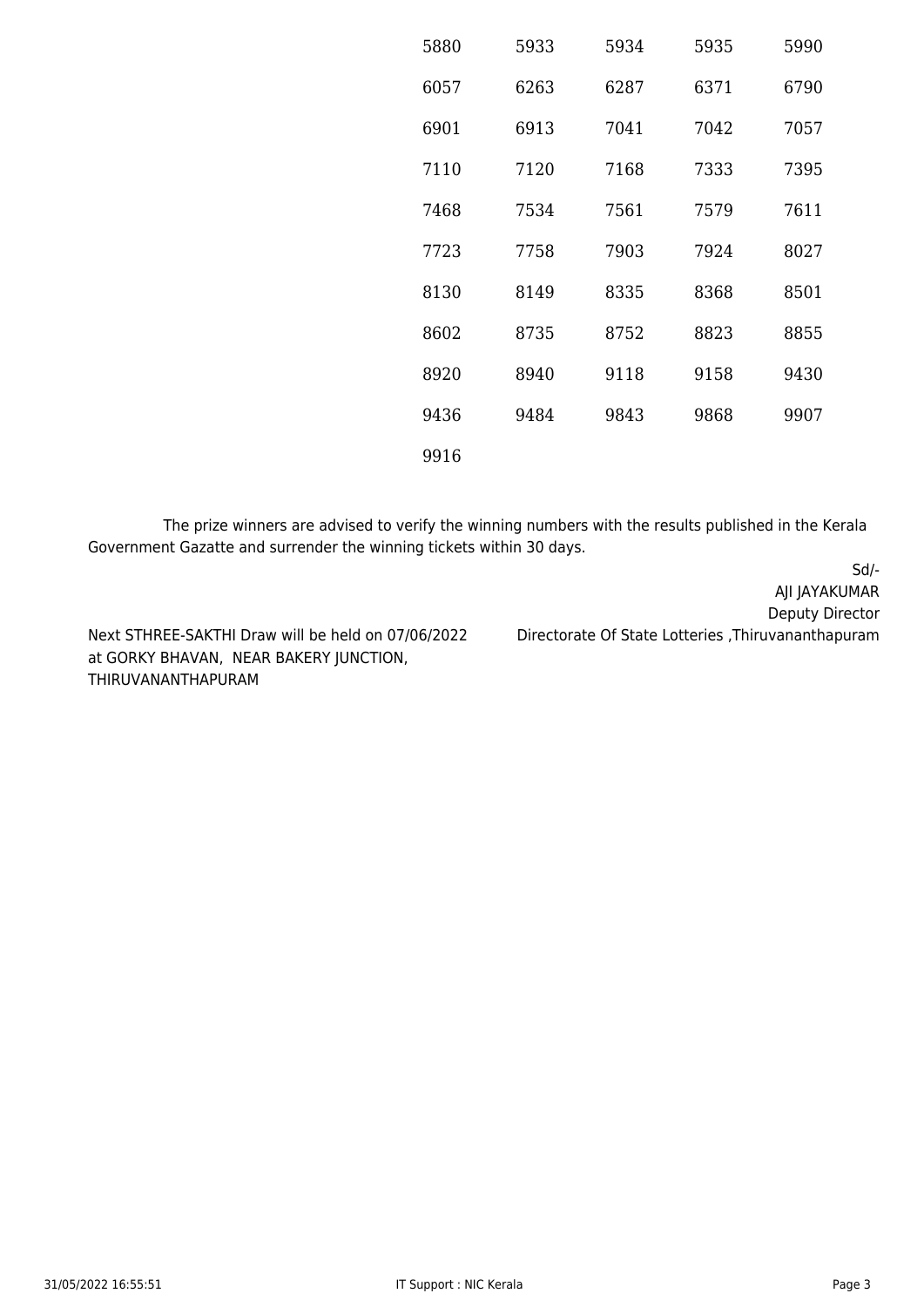| | | | | |
|---|---|---|---|---|
| 5880 | 5933 | 5934 | 5935 | 5990 |
| 6057 | 6263 | 6287 | 6371 | 6790 |
| 6901 | 6913 | 7041 | 7042 | 7057 |
| 7110 | 7120 | 7168 | 7333 | 7395 |
| 7468 | 7534 | 7561 | 7579 | 7611 |
| 7723 | 7758 | 7903 | 7924 | 8027 |
| 8130 | 8149 | 8335 | 8368 | 8501 |
| 8602 | 8735 | 8752 | 8823 | 8855 |
| 8920 | 8940 | 9118 | 9158 | 9430 |
| 9436 | 9484 | 9843 | 9868 | 9907 |
| 9916 | | | | |

The prize winners are advised to verify the winning numbers with the results published in the Kerala Government Gazatte and surrender the winning tickets within 30 days.

Sd/-
AJI JAYAKUMAR
Deputy Director
Directorate Of State Lotteries ,Thiruvananthapuram

Next STHREE-SAKTHI Draw will be held on 07/06/2022 at GORKY BHAVAN, NEAR BAKERY JUNCTION, THIRUVANANTHAPURAM

31/05/2022 16:55:51

IT Support : NIC Kerala